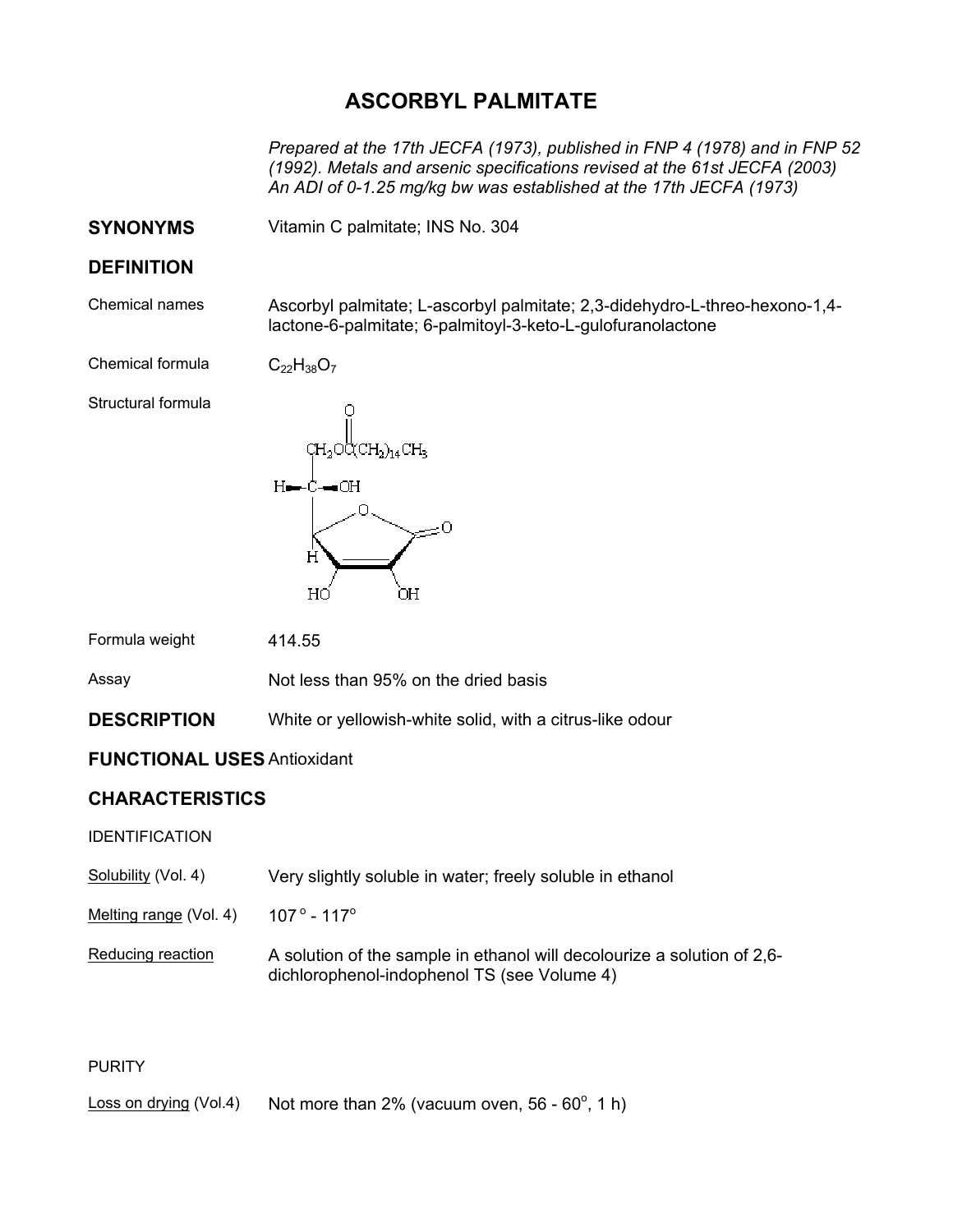# ASCORBYL PALMITATE

*Prepared at the 17th JECFA (1973), published in FNP 4 (1978) and in FNP 52 (1992). Metals and arsenic specifications revised at the 61st JECFA (2003) An ADI of 0-1.25 mg/kg bw was established at the 17th JECFA (1973)*

## SYNONYMS

Vitamin C palmitate; INS No. 304

## DEFINITION

**Chemical names**

Ascorbyl palmitate; L-ascorbyl palmitate; 2,3-didehydro-L-threo-hexono-1,4-lactone-6-palmitate; 6-palmitoyl-3-keto-L-gulofuranolactone

**Chemical formula**

$C_{22}H_{38}O_7$

**Structural formula**

**Formula weight**

414.55

**Assay**

Not less than 95% on the dried basis

## DESCRIPTION

White or yellowish-white solid, with a citrus-like odour

## FUNCTIONAL USES

Antioxidant

## CHARACTERISTICS

### IDENTIFICATION

**Solubility (Vol. 4)**

Very slightly soluble in water; freely soluble in ethanol

**Melting range (Vol. 4)**

$107^{\circ} - 117^{\circ}$

**Reducing reaction**

A solution of the sample in ethanol will decolourize a solution of 2,6-dichlorophenol-indophenol TS (see Volume 4)

### PURITY

**Loss on drying (Vol.4)**

Not more than 2% (vacuum oven, $56 - 60^{\circ}$, 1 h)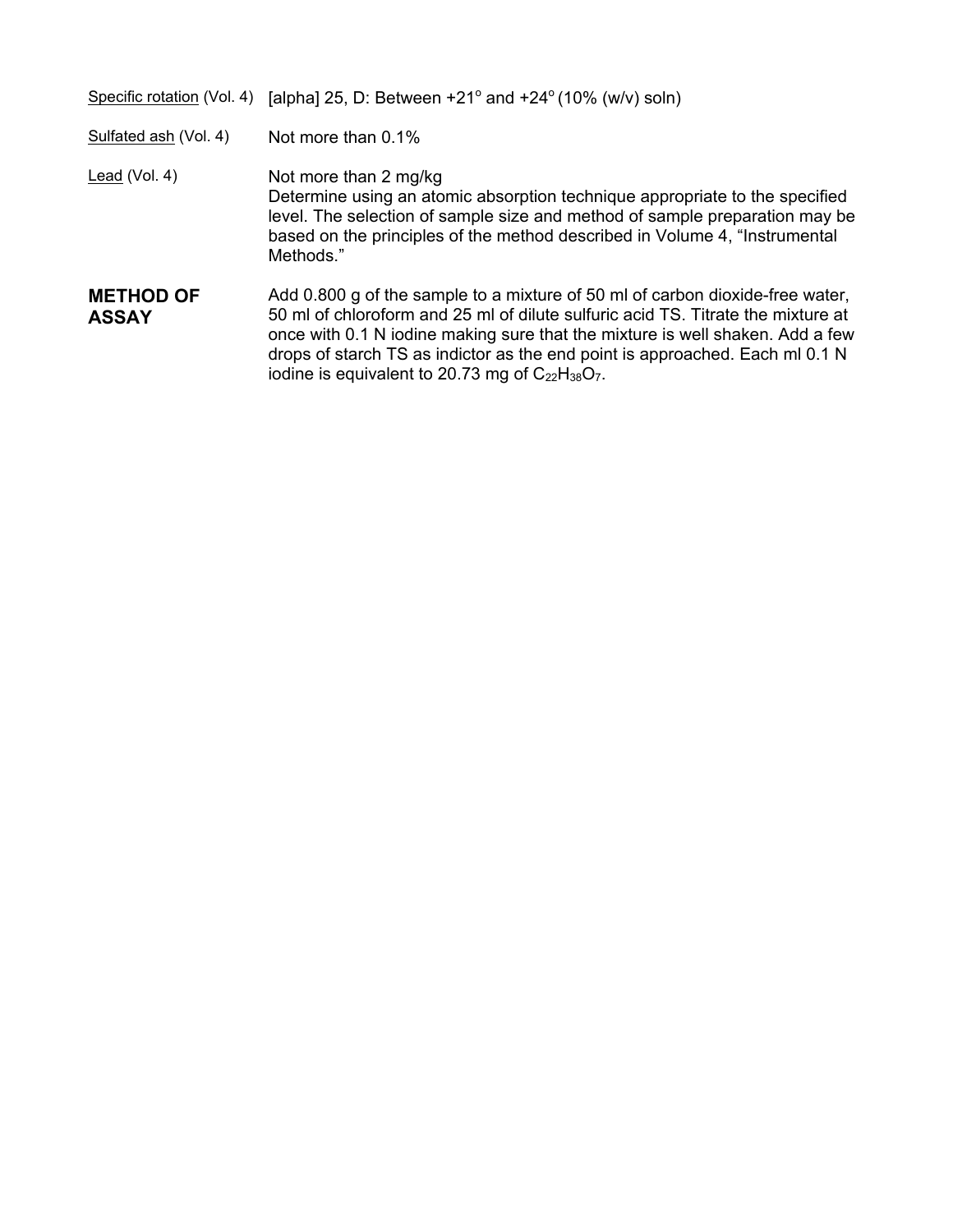<u>Specific rotation</u> (Vol. 4) [alpha] 25, D: Between +21° and +24° (10% (w/v) soln)

<u>Sulfated ash</u> (Vol. 4) Not more than 0.1%

<u>Lead</u> (Vol. 4) Not more than 2 mg/kg
Determine using an atomic absorption technique appropriate to the specified level. The selection of sample size and method of sample preparation may be based on the principles of the method described in Volume 4, "Instrumental Methods."

**METHOD OF ASSAY**

Add 0.800 g of the sample to a mixture of 50 ml of carbon dioxide-free water, 50 ml of chloroform and 25 ml of dilute sulfuric acid TS. Titrate the mixture at once with 0.1 N iodine making sure that the mixture is well shaken. Add a few drops of starch TS as indictor as the end point is approached. Each ml 0.1 N iodine is equivalent to 20.73 mg of $C_{22}H_{38}O_7$.